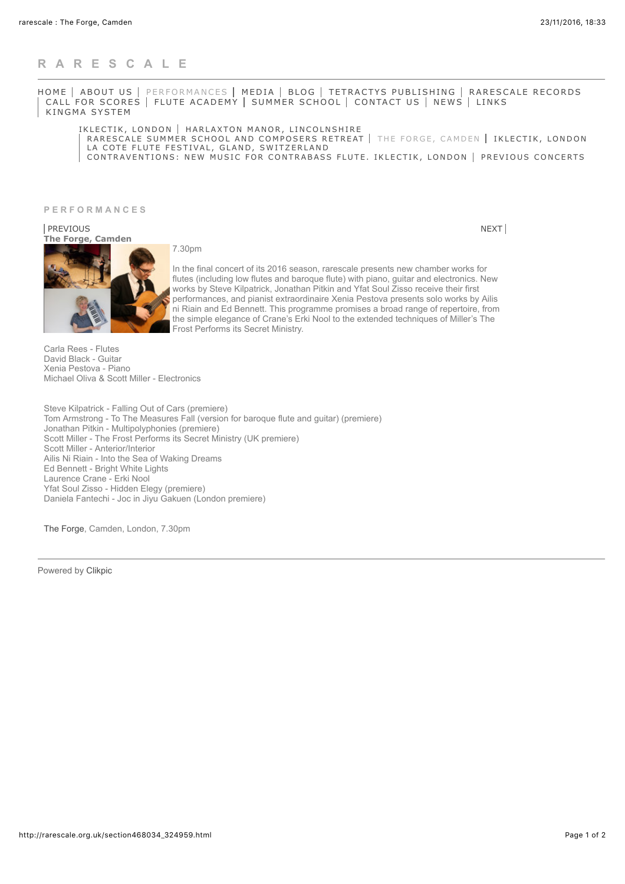# R A R E S C A L E

HOME | ABOUT US | PERFORMANCES | MEDIA | BLOG | TETRACTYS PUBLISHING | RARESCALE RECORDS | CALL FOR SCORES | FLUTE ACADEMY | SUMMER SCHOOL | CONTACT US | NEWS | LINKS | KINGMA SYSTEM

IKLECTIK, LONDON | HARLAXTON MANOR, LINCOLNSHIRE | RARESCALE SUMMER SCHOOL AND COMPOSERS RETREAT | THE FORGE, CAMDEN | IKLECTIK, LONDON | LA COTE FLUTE FESTIVAL, GLAND, SWITZERLAND | CONTRAVENTIONS: NEW MUSIC FOR CONTRABASS FLUTE. IKLECTIK, LONDON | PREVIOUS CONCERTS

## PERFORMANCES

| PREVIOUS    NEXT |

### The Forge, Camden

7.30pm

In the final concert of its 2016 season, rarescale presents new chamber works for flutes (including low flutes and baroque flute) with piano, guitar and electronics. New works by Steve Kilpatrick, Jonathan Pitkin and Yfat Soul Zisso receive their first performances, and pianist extraordinaire Xenia Pestova presents solo works by Ailis ni Riain and Ed Bennett. This programme promises a broad range of repertoire, from the simple elegance of Crane's Erki Nool to the extended techniques of Miller's The Frost Performs its Secret Ministry.

Carla Rees - Flutes
David Black - Guitar
Xenia Pestova - Piano
Michael Oliva & Scott Miller - Electronics

Steve Kilpatrick - Falling Out of Cars (premiere)
Tom Armstrong - To The Measures Fall (version for baroque flute and guitar) (premiere)
Jonathan Pitkin - Multipolyphonies (premiere)
Scott Miller - The Frost Performs its Secret Ministry (UK premiere)
Scott Miller - Anterior/Interior
Ailis Ni Riain - Into the Sea of Waking Dreams
Ed Bennett - Bright White Lights
Laurence Crane - Erki Nool
Yfat Soul Zisso - Hidden Elegy (premiere)
Daniela Fantechi - Joc in Jiyu Gakuen (London premiere)

The Forge, Camden, London, 7.30pm

Powered by Clikpic